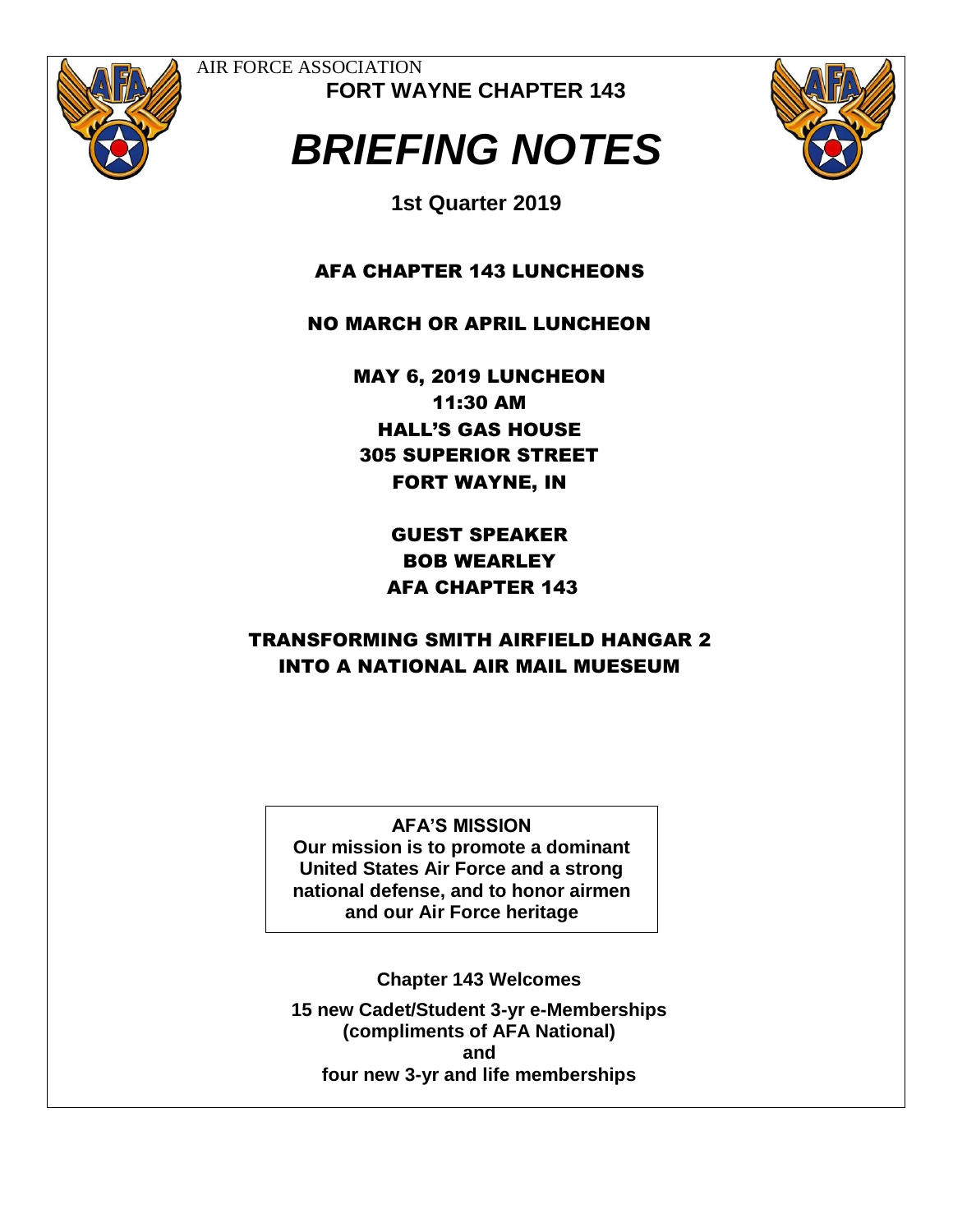AIR FORCE ASSOCIATION

**FORT WAYNE CHAPTER 143**

# *BRIEFING NOTES*

**1st Quarter 2019**

## AFA CHAPTER 143 LUNCHEONS

**NO MARCH OR APRIL LUNCHEON**

**MAY 6, 2019 LUNCHEON**
**11:30 AM**
**HALL'S GAS HOUSE**
**305 SUPERIOR STREET**
**FORT WAYNE, IN**

**GUEST SPEAKER**
**BOB WEARLEY**
**AFA CHAPTER 143**

**TRANSFORMING SMITH AIRFIELD HANGAR 2 INTO A NATIONAL AIR MAIL MUESEUM**

**AFA'S MISSION**
**Our mission is to promote a dominant United States Air Force and a strong national defense, and to honor airmen and our Air Force heritage**

**Chapter 143 Welcomes**

**15 new Cadet/Student 3-yr e-Memberships (compliments of AFA National)**
**and**
**four new 3-yr and life memberships**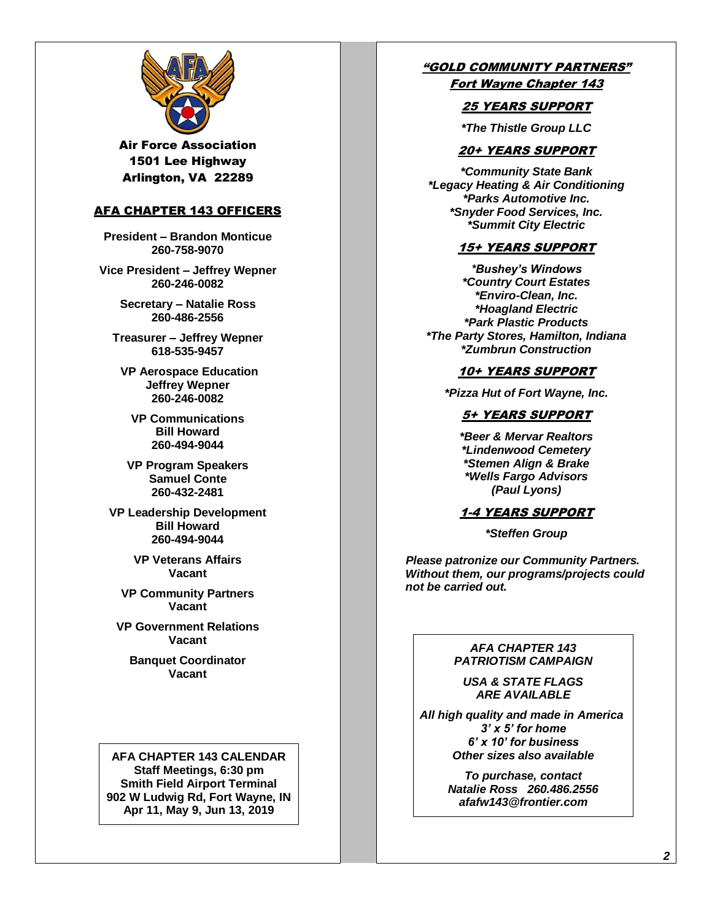**Air Force Association**
**1501 Lee Highway**
**Arlington, VA 22289**

## AFA CHAPTER 143 OFFICERS

**President – Brandon Monticue**
**260-758-9070**

**Vice President – Jeffrey Wepner**
**260-246-0082**

**Secretary – Natalie Ross**
**260-486-2556**

**Treasurer – Jeffrey Wepner**
**618-535-9457**

**VP Aerospace Education**
**Jeffrey Wepner**
**260-246-0082**

**VP Communications**
**Bill Howard**
**260-494-9044**

**VP Program Speakers**
**Samuel Conte**
**260-432-2481**

**VP Leadership Development**
**Bill Howard**
**260-494-9044**

**VP Veterans Affairs**
**Vacant**

**VP Community Partners**
**Vacant**

**VP Government Relations**
**Vacant**

**Banquet Coordinator**
**Vacant**

**AFA CHAPTER 143 CALENDAR**
**Staff Meetings, 6:30 pm**
**Smith Field Airport Terminal**
**902 W Ludwig Rd, Fort Wayne, IN**
**Apr 11, May 9, Jun 13, 2019**

## *"GOLD COMMUNITY PARTNERS"*
## *Fort Wayne Chapter 143*

### *25 YEARS SUPPORT*

***The Thistle Group LLC**

### *20+ YEARS SUPPORT*

***Community State Bank**
***Legacy Heating & Air Conditioning**
***Parks Automotive Inc.**
***Snyder Food Services, Inc.**
***Summit City Electric**

### *15+ YEARS SUPPORT*

***Bushey's Windows**
***Country Court Estates**
***Enviro-Clean, Inc.**
***Hoagland Electric**
***Park Plastic Products**
***The Party Stores, Hamilton, Indiana**
***Zumbrun Construction**

### *10+ YEARS SUPPORT*

***Pizza Hut of Fort Wayne, Inc.**

### *5+ YEARS SUPPORT*

***Beer & Mervar Realtors**
***Lindenwood Cemetery**
***Stemen Align & Brake**
***Wells Fargo Advisors**
***(Paul Lyons)***

### *1-4 YEARS SUPPORT*

***Steffen Group**

***Please patronize our Community Partners. Without them, our programs/projects could not be carried out.***

***AFA CHAPTER 143***
***PATRIOTISM CAMPAIGN***

***USA & STATE FLAGS***
***ARE AVAILABLE***

***All high quality and made in America***
***3' x 5' for home***
***6' x 10' for business***
***Other sizes also available***

***To purchase, contact***
***Natalie Ross 260.486.2556***
***afafw143@frontier.com***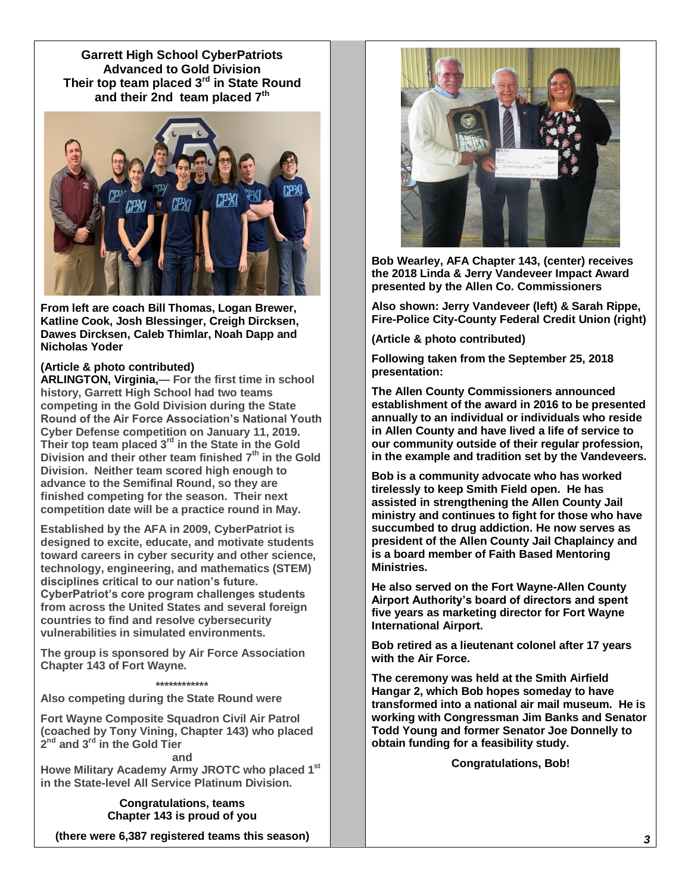**Garrett High School CyberPatriots Advanced to Gold Division**
**Their top team placed 3rd in State Round and their 2nd team placed 7th**

**From left are coach Bill Thomas, Logan Brewer, Katline Cook, Josh Blessinger, Creigh Dircksen, Dawes Dircksen, Caleb Thimlar, Noah Dapp and Nicholas Yoder**

**(Article & photo contributed)**

**ARLINGTON, Virginia,— For the first time in school history, Garrett High School had two teams competing in the Gold Division during the State Round of the Air Force Association's National Youth Cyber Defense competition on January 11, 2019. Their top team placed 3rd in the State in the Gold Division and their other team finished 7th in the Gold Division. Neither team scored high enough to advance to the Semifinal Round, so they are finished competing for the season. Their next competition date will be a practice round in May.**

**Established by the AFA in 2009, CyberPatriot is designed to excite, educate, and motivate students toward careers in cyber security and other science, technology, engineering, and mathematics (STEM) disciplines critical to our nation's future. CyberPatriot's core program challenges students from across the United States and several foreign countries to find and resolve cybersecurity vulnerabilities in simulated environments.**

**The group is sponsored by Air Force Association Chapter 143 of Fort Wayne.**

************

**Also competing during the State Round were**

**Fort Wayne Composite Squadron Civil Air Patrol (coached by Tony Vining, Chapter 143) who placed 2nd and 3rd in the Gold Tier**

**and**

**Howe Military Academy Army JROTC who placed 1st in the State-level All Service Platinum Division.**

**Congratulations, teams**
**Chapter 143 is proud of you**

**(there were 6,387 registered teams this season)**

**Bob Wearley, AFA Chapter 143, (center) receives the 2018 Linda & Jerry Vandeveer Impact Award presented by the Allen Co. Commissioners**

**Also shown: Jerry Vandeveer (left) & Sarah Rippe, Fire-Police City-County Federal Credit Union (right)**

**(Article & photo contributed)**

**Following taken from the September 25, 2018 presentation:**

**The Allen County Commissioners announced establishment of the award in 2016 to be presented annually to an individual or individuals who reside in Allen County and have lived a life of service to our community outside of their regular profession, in the example and tradition set by the Vandeveers.**

**Bob is a community advocate who has worked tirelessly to keep Smith Field open. He has assisted in strengthening the Allen County Jail ministry and continues to fight for those who have succumbed to drug addiction. He now serves as president of the Allen County Jail Chaplaincy and is a board member of Faith Based Mentoring Ministries.**

**He also served on the Fort Wayne-Allen County Airport Authority's board of directors and spent five years as marketing director for Fort Wayne International Airport.**

**Bob retired as a lieutenant colonel after 17 years with the Air Force.**

**The ceremony was held at the Smith Airfield Hangar 2, which Bob hopes someday to have transformed into a national air mail museum. He is working with Congressman Jim Banks and Senator Todd Young and former Senator Joe Donnelly to obtain funding for a feasibility study.**

**Congratulations, Bob!**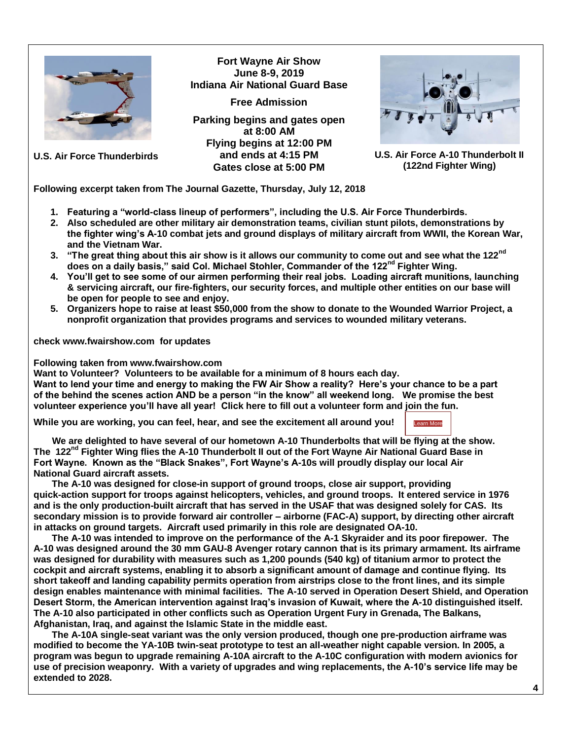**U.S. Air Force Thunderbirds**

**Fort Wayne Air Show**
**June 8-9, 2019**
**Indiana Air National Guard Base**

**Free Admission**

**Parking begins and gates open at 8:00 AM**
**Flying begins at 12:00 PM and ends at 4:15 PM**
**Gates close at 5:00 PM**

**U.S. Air Force A-10 Thunderbolt II (122nd Fighter Wing)**

**Following excerpt taken from The Journal Gazette, Thursday, July 12, 2018**

1. **Featuring a "world-class lineup of performers", including the U.S. Air Force Thunderbirds.**
2. **Also scheduled are other military air demonstration teams, civilian stunt pilots, demonstrations by the fighter wing's A-10 combat jets and ground displays of military aircraft from WWII, the Korean War, and the Vietnam War.**
3. **"The great thing about this air show is it allows our community to come out and see what the 122nd does on a daily basis," said Col. Michael Stohler, Commander of the 122nd Fighter Wing.**
4. **You'll get to see some of our airmen performing their real jobs. Loading aircraft munitions, launching & servicing aircraft, our fire-fighters, our security forces, and multiple other entities on our base will be open for people to see and enjoy.**
5. **Organizers hope to raise at least $50,000 from the show to donate to the Wounded Warrior Project, a nonprofit organization that provides programs and services to wounded military veterans.**

**check www.fwairshow.com for updates**

**Following taken from www.fwairshow.com**
**Want to Volunteer? Volunteers to be available for a minimum of 8 hours each day.**
**Want to lend your time and energy to making the FW Air Show a reality? Here's your chance to be a part of the behind the scenes action AND be a person "in the know" all weekend long. We promise the best volunteer experience you'll have all year! Click here to fill out a volunteer form and join the fun.**

**While you are working, you can feel, hear, and see the excitement all around you!** Learn More

**We are delighted to have several of our hometown A-10 Thunderbolts that will be flying at the show. The 122nd Fighter Wing flies the A-10 Thunderbolt II out of the Fort Wayne Air National Guard Base in Fort Wayne. Known as the "Black Snakes", Fort Wayne's A-10s will proudly display our local Air National Guard aircraft assets.**

**The A-10 was designed for close-in support of ground troops, close air support, providing quick-action support for troops against helicopters, vehicles, and ground troops. It entered service in 1976 and is the only production-built aircraft that has served in the USAF that was designed solely for CAS. Its secondary mission is to provide forward air controller – airborne (FAC-A) support, by directing other aircraft in attacks on ground targets. Aircraft used primarily in this role are designated OA-10.**

**The A-10 was intended to improve on the performance of the A-1 Skyraider and its poor firepower. The A-10 was designed around the 30 mm GAU-8 Avenger rotary cannon that is its primary armament. Its airframe was designed for durability with measures such as 1,200 pounds (540 kg) of titanium armor to protect the cockpit and aircraft systems, enabling it to absorb a significant amount of damage and continue flying. Its short takeoff and landing capability permits operation from airstrips close to the front lines, and its simple design enables maintenance with minimal facilities. The A-10 served in Operation Desert Shield, and Operation Desert Storm, the American intervention against Iraq's invasion of Kuwait, where the A-10 distinguished itself. The A-10 also participated in other conflicts such as Operation Urgent Fury in Grenada, The Balkans, Afghanistan, Iraq, and against the Islamic State in the middle east.**

**The A-10A single-seat variant was the only version produced, though one pre-production airframe was modified to become the YA-10B twin-seat prototype to test an all-weather night capable version. In 2005, a program was begun to upgrade remaining A-10A aircraft to the A-10C configuration with modern avionics for use of precision weaponry. With a variety of upgrades and wing replacements, the A-10's service life may be extended to 2028.**